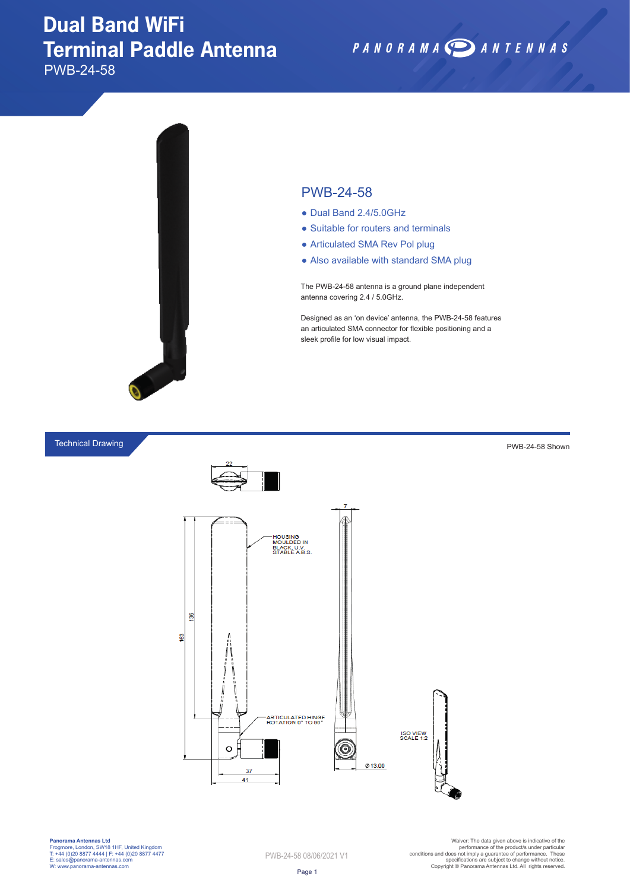# Dual Band WiFi Terminal Paddle Antenna

PWB-24-58

PANORAMA ANTENNAS

## PWB-24-58

- Dual Band 2.4/5.0GHz
- Suitable for routers and terminals
- Articulated SMA Rev Pol plug
- Also available with standard SMA plug

The PWB-24-58 antenna is a ground plane independent antenna covering 2.4 / 5.0GHz.

Designed as an 'on device' antenna, the PWB-24-58 features an articulated SMA connector for flexible positioning and a sleek profile for low visual impact.

## Technical Drawing

PWB-24-58 Shown

22

HOUSING MOULDED IN BLACK, U.V. STABLE A.B.S.

7

136

163

ARTICULATED HINGE ROTATION 0° TO 90°

37

41

Ø 13.00

ISO VIEW SCALE 1:2

**Panorama Antennas Ltd**
Frogmore, London, SW18 1HF, United Kingdom
T: +44 (0)20 8877 4444 | F: +44 (0)20 8877 4477
E: sales@panorama-antennas.com
W: www.panorama-antennas.com

PWB-24-58 08/06/2021 V1

Waiver: The data given above is indicative of the performance of the product/s under particular conditions and does not imply a guarantee of performance. These specifications are subject to change without notice.
Copyright © Panorama Antennas Ltd. All rights reserved.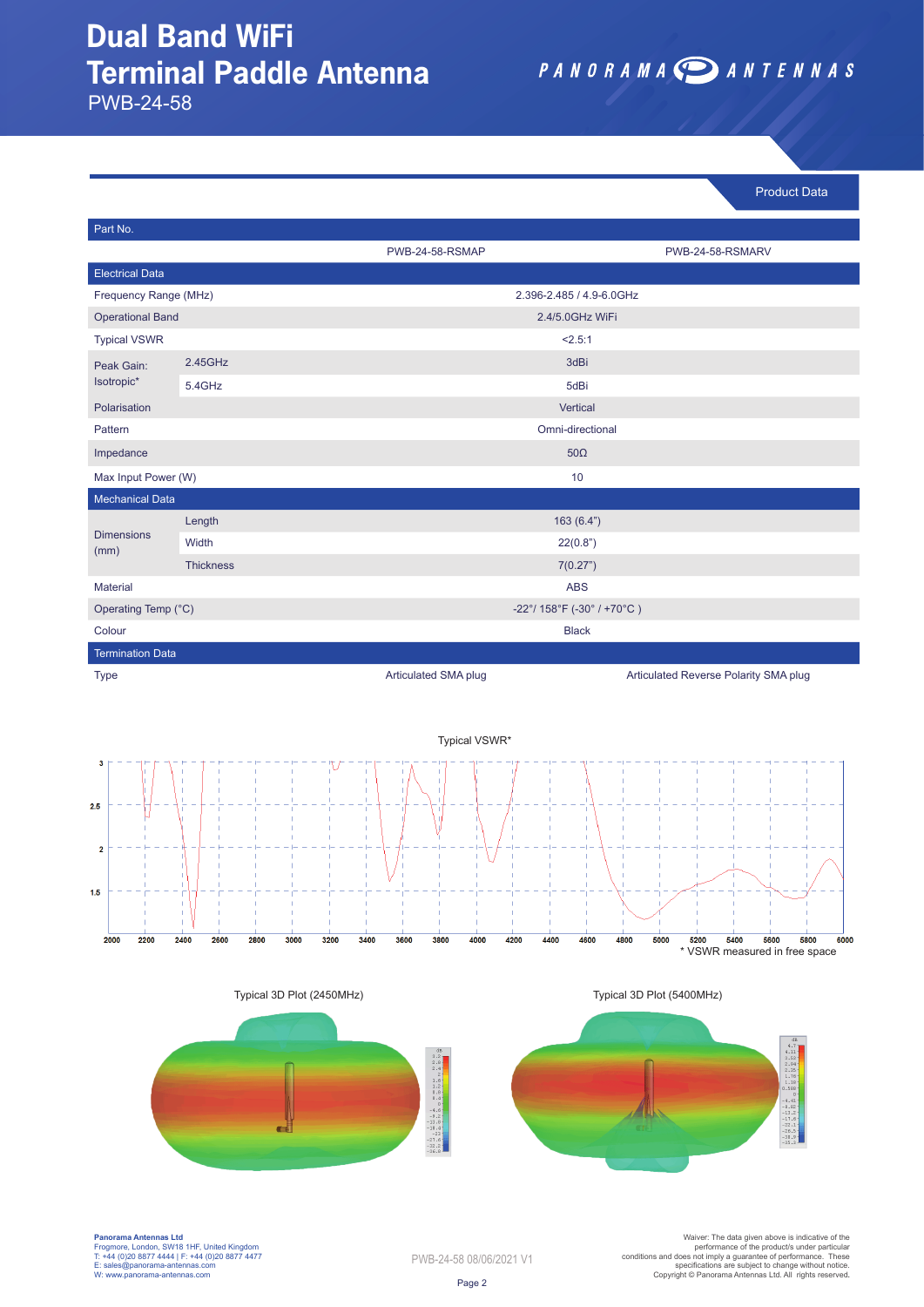# Dual Band WiFi Terminal Paddle Antenna

PWB-24-58

PANORAMA ANTENNAS

Product Data

| Part No. | | PWB-24-58-RSMAP | PWB-24-58-RSMARV |
|---|---|---|---|
| **Electrical Data** | | | |
| Frequency Range (MHz) | | 2.396-2.485 / 4.9-6.0GHz | |
| Operational Band | | 2.4/5.0GHz WiFi | |
| Typical VSWR | | <2.5:1 | |
| Peak Gain: Isotropic* | 2.45GHz | 3dBi | |
| | 5.4GHz | 5dBi | |
| Polarisation | | Vertical | |
| Pattern | | Omni-directional | |
| Impedance | | 50Ω | |
| Max Input Power (W) | | 10 | |
| **Mechanical Data** | | | |
| Dimensions (mm) | Length | 163 (6.4") | |
| | Width | 22(0.8") | |
| | Thickness | 7(0.27") | |
| Material | | ABS | |
| Operating Temp (°C) | | -22°/ 158°F (-30° / +70°C ) | |
| Colour | | Black | |
| **Termination Data** | | | |
| Type | | Articulated SMA plug | Articulated Reverse Polarity SMA plug |

Typical VSWR*

3
2.5
2
1.5

2000 2200 2400 2600 2800 3000 3200 3400 3600 3800 4000 4200 4400 4600 4800 5000 5200 5400 5600 5800 6000

* VSWR measured in free space

Typical 3D Plot (2450MHz)

Typical 3D Plot (5400MHz)

**Panorama Antennas Ltd**
Frogmore, London, SW18 1HF, United Kingdom
T: +44 (0)20 8877 4444 | F: +44 (0)20 8877 4477
E: sales@panorama-antennas.com
W: www.panorama-antennas.com

PWB-24-58 08/06/2021 V1

Waiver: The data given above is indicative of the performance of the product/s under particular conditions and does not imply a guarantee of performance. These specifications are subject to change without notice.
Copyright © Panorama Antennas Ltd. All rights reserved.